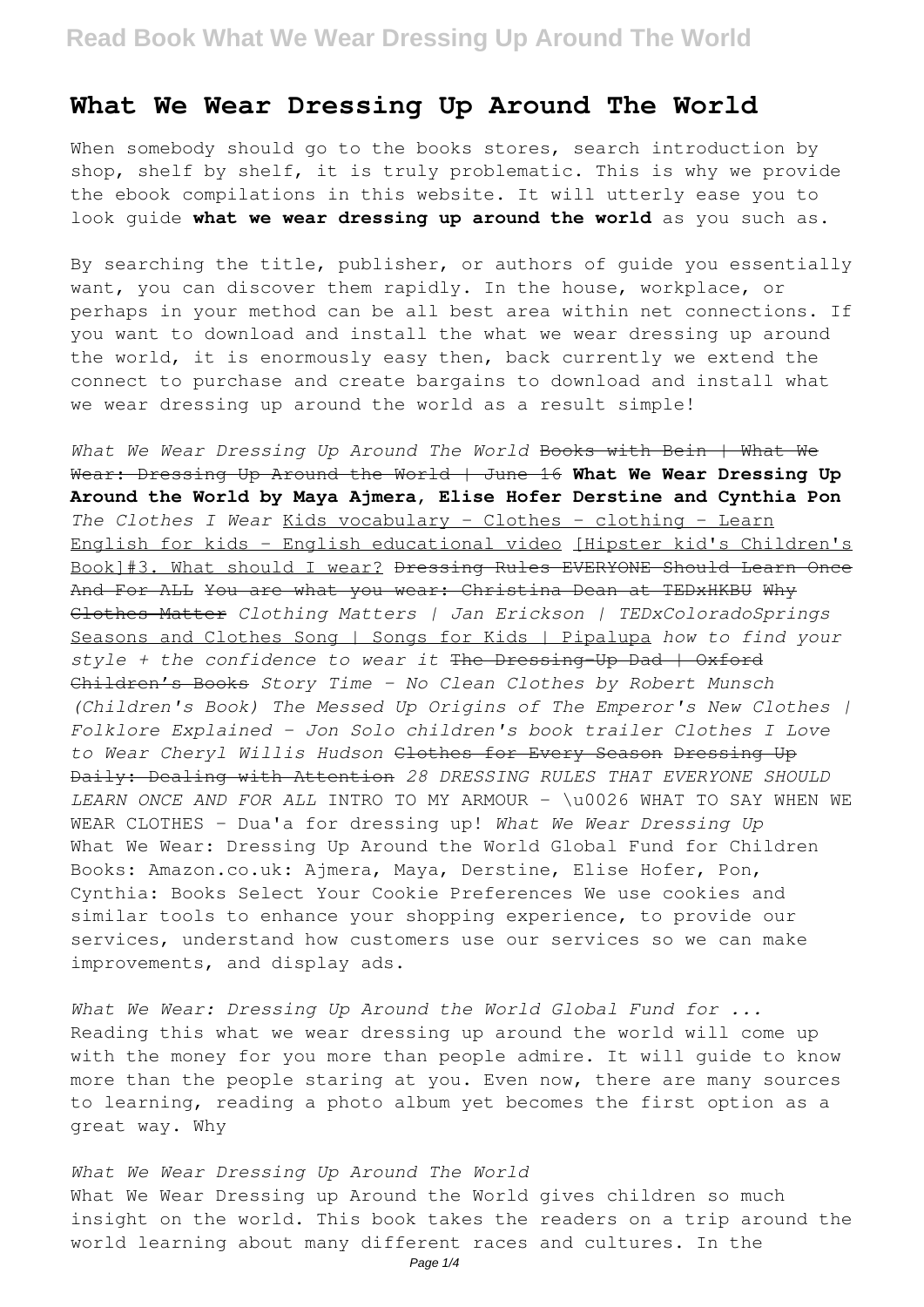# What We Wear Dressing Up Around The World

When somebody should go to the books stores, search introduction by shop, shelf by shelf, it is truly problematic. This is why we provide the ebook compilations in this website. It will utterly ease you to look guide **what we wear dressing up around the world** as you such as.

By searching the title, publisher, or authors of guide you essentially want, you can discover them rapidly. In the house, workplace, or perhaps in your method can be all best area within net connections. If you want to download and install the what we wear dressing up around the world, it is enormously easy then, back currently we extend the connect to purchase and create bargains to download and install what we wear dressing up around the world as a result simple!

*What We Wear Dressing Up Around The World* ~~Books with Bein | What We Wear: Dressing Up Around the World | June 16~~ **What We Wear Dressing Up Around the World by Maya Ajmera, Elise Hofer Derstine and Cynthia Pon** *The Clothes I Wear* Kids vocabulary - Clothes - clothing - Learn English for kids - English educational video [Hipster kid's Children's Book]#3. What should I wear? ~~Dressing Rules EVERYONE Should Learn Once And For ALL~~ ~~You are what you wear: Christina Dean at TEDxHKBU~~ ~~Why Clothes Matter~~ *Clothing Matters | Jan Erickson | TEDxColoradoSprings* Seasons and Clothes Song | Songs for Kids | Pipalupa *how to find your style + the confidence to wear it* ~~The Dressing-Up Dad | Oxford Children's Books~~ *Story Time - No Clean Clothes by Robert Munsch (Children's Book) The Messed Up Origins of The Emperor's New Clothes | Folklore Explained - Jon Solo children's book trailer Clothes I Love to Wear Cheryl Willis Hudson* ~~Clothes for Every Season~~ ~~Dressing Up Daily: Dealing with Attention~~ *28 DRESSING RULES THAT EVERYONE SHOULD LEARN ONCE AND FOR ALL* INTRO TO MY ARMOUR - \u0026 WHAT TO SAY WHEN WE WEAR CLOTHES - Dua'a for dressing up! *What We Wear Dressing Up*
What We Wear: Dressing Up Around the World Global Fund for Children Books: Amazon.co.uk: Ajmera, Maya, Derstine, Elise Hofer, Pon, Cynthia: Books Select Your Cookie Preferences We use cookies and similar tools to enhance your shopping experience, to provide our services, understand how customers use our services so we can make improvements, and display ads.

*What We Wear: Dressing Up Around the World Global Fund for ...*
Reading this what we wear dressing up around the world will come up with the money for you more than people admire. It will guide to know more than the people staring at you. Even now, there are many sources to learning, reading a photo album yet becomes the first option as a great way. Why

*What We Wear Dressing Up Around The World*
What We Wear Dressing up Around the World gives children so much insight on the world. This book takes the readers on a trip around the world learning about many different races and cultures. In the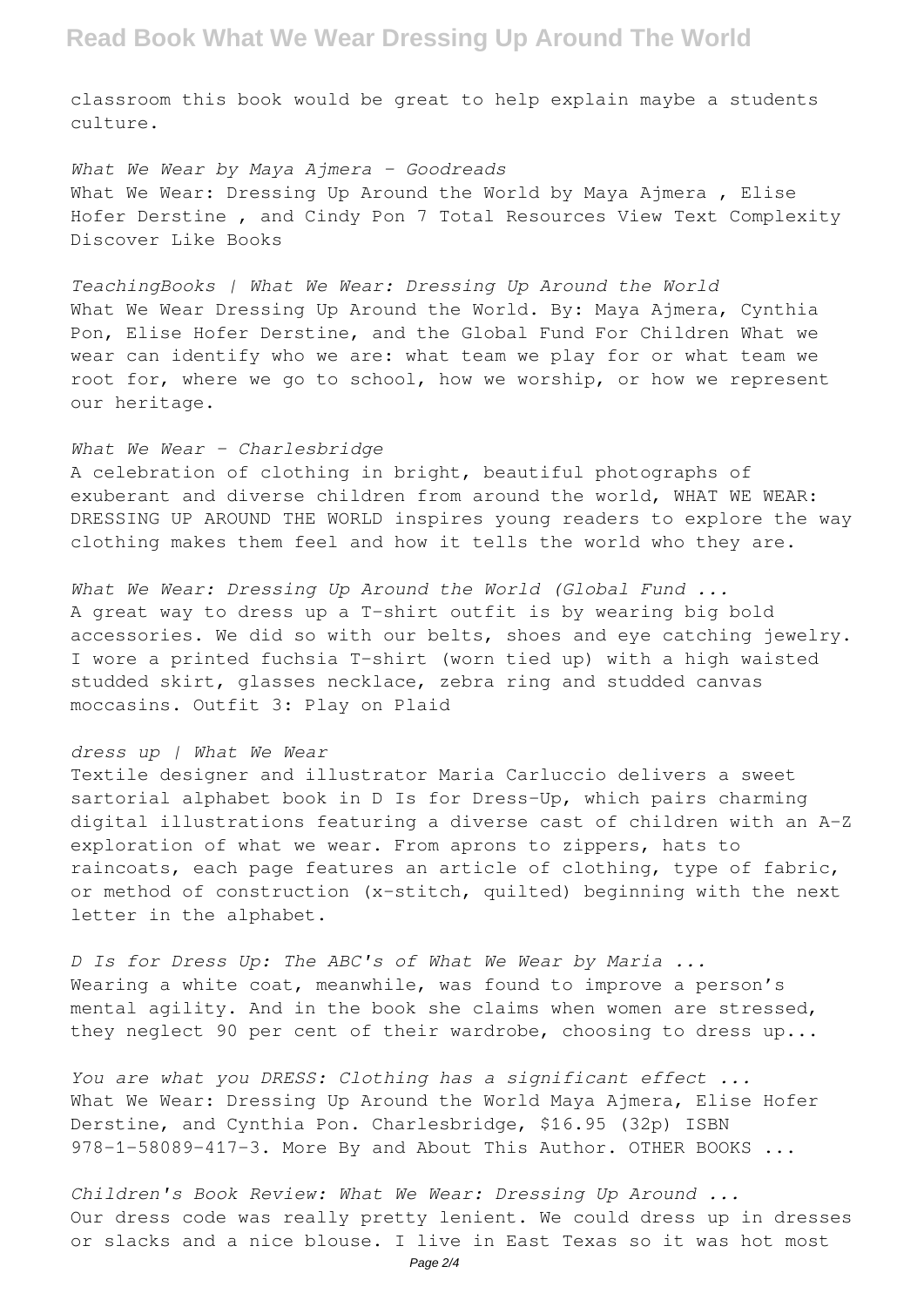classroom this book would be great to help explain maybe a students culture.

*What We Wear by Maya Ajmera - Goodreads*
What We Wear: Dressing Up Around the World by Maya Ajmera , Elise Hofer Derstine , and Cindy Pon 7 Total Resources View Text Complexity Discover Like Books

*TeachingBooks | What We Wear: Dressing Up Around the World*
What We Wear Dressing Up Around the World. By: Maya Ajmera, Cynthia Pon, Elise Hofer Derstine, and the Global Fund For Children What we wear can identify who we are: what team we play for or what team we root for, where we go to school, how we worship, or how we represent our heritage.

*What We Wear - Charlesbridge*
A celebration of clothing in bright, beautiful photographs of exuberant and diverse children from around the world, WHAT WE WEAR: DRESSING UP AROUND THE WORLD inspires young readers to explore the way clothing makes them feel and how it tells the world who they are.

*What We Wear: Dressing Up Around the World (Global Fund ...*
A great way to dress up a T-shirt outfit is by wearing big bold accessories. We did so with our belts, shoes and eye catching jewelry. I wore a printed fuchsia T-shirt (worn tied up) with a high waisted studded skirt, glasses necklace, zebra ring and studded canvas moccasins. Outfit 3: Play on Plaid

*dress up | What We Wear*
Textile designer and illustrator Maria Carluccio delivers a sweet sartorial alphabet book in D Is for Dress-Up, which pairs charming digital illustrations featuring a diverse cast of children with an A-Z exploration of what we wear. From aprons to zippers, hats to raincoats, each page features an article of clothing, type of fabric, or method of construction (x-stitch, quilted) beginning with the next letter in the alphabet.

*D Is for Dress Up: The ABC's of What We Wear by Maria ...*
Wearing a white coat, meanwhile, was found to improve a person's mental agility. And in the book she claims when women are stressed, they neglect 90 per cent of their wardrobe, choosing to dress up...

*You are what you DRESS: Clothing has a significant effect ...*
What We Wear: Dressing Up Around the World Maya Ajmera, Elise Hofer Derstine, and Cynthia Pon. Charlesbridge, $16.95 (32p) ISBN 978-1-58089-417-3. More By and About This Author. OTHER BOOKS ...

*Children's Book Review: What We Wear: Dressing Up Around ...*
Our dress code was really pretty lenient. We could dress up in dresses or slacks and a nice blouse. I live in East Texas so it was hot most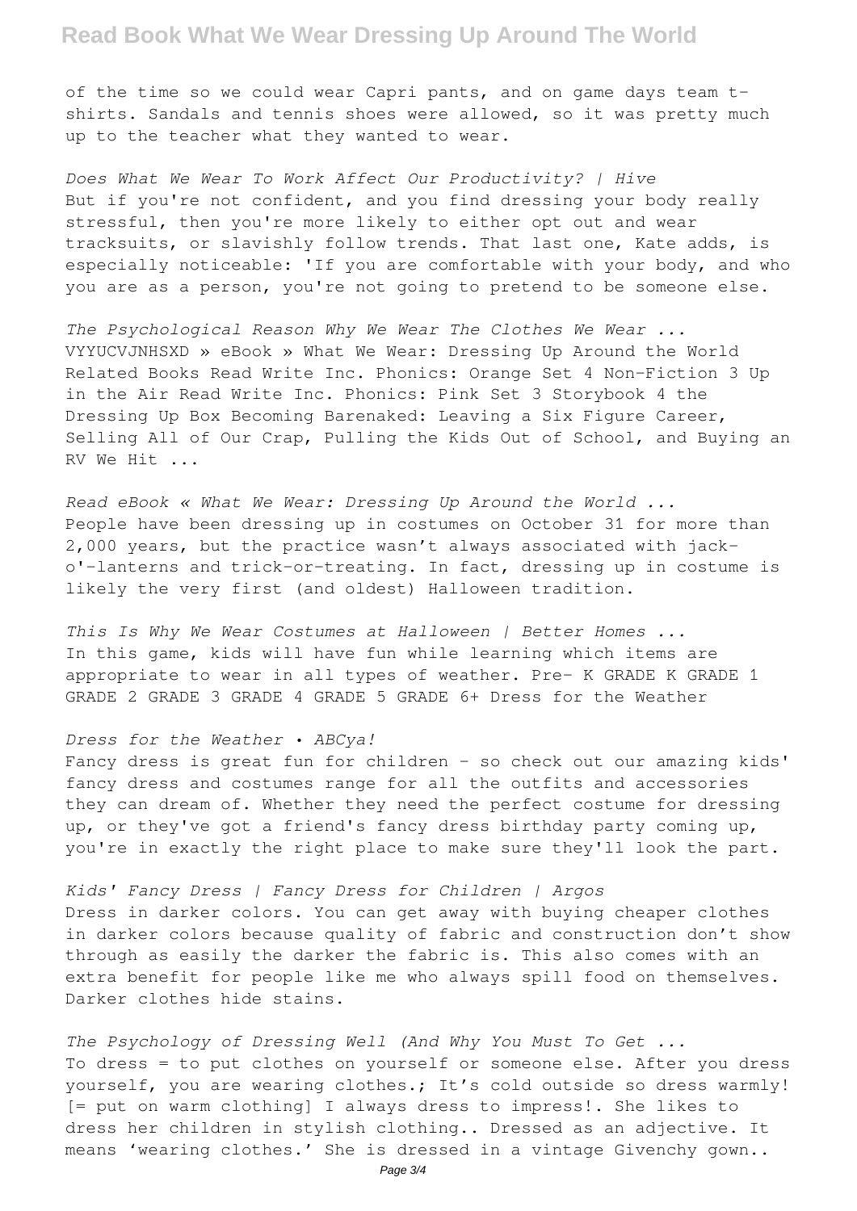of the time so we could wear Capri pants, and on game days team t-shirts. Sandals and tennis shoes were allowed, so it was pretty much up to the teacher what they wanted to wear.

*Does What We Wear To Work Affect Our Productivity? | Hive*
But if you're not confident, and you find dressing your body really stressful, then you're more likely to either opt out and wear tracksuits, or slavishly follow trends. That last one, Kate adds, is especially noticeable: 'If you are comfortable with your body, and who you are as a person, you're not going to pretend to be someone else.

*The Psychological Reason Why We Wear The Clothes We Wear ...*
VYYUCVJNHSXD » eBook » What We Wear: Dressing Up Around the World Related Books Read Write Inc. Phonics: Orange Set 4 Non-Fiction 3 Up in the Air Read Write Inc. Phonics: Pink Set 3 Storybook 4 the Dressing Up Box Becoming Barenaked: Leaving a Six Figure Career, Selling All of Our Crap, Pulling the Kids Out of School, and Buying an RV We Hit ...

*Read eBook « What We Wear: Dressing Up Around the World ...*
People have been dressing up in costumes on October 31 for more than 2,000 years, but the practice wasn't always associated with jack-o'-lanterns and trick-or-treating. In fact, dressing up in costume is likely the very first (and oldest) Halloween tradition.

*This Is Why We Wear Costumes at Halloween | Better Homes ...*
In this game, kids will have fun while learning which items are appropriate to wear in all types of weather. Pre- K GRADE K GRADE 1 GRADE 2 GRADE 3 GRADE 4 GRADE 5 GRADE 6+ Dress for the Weather

*Dress for the Weather • ABCya!*
Fancy dress is great fun for children - so check out our amazing kids' fancy dress and costumes range for all the outfits and accessories they can dream of. Whether they need the perfect costume for dressing up, or they've got a friend's fancy dress birthday party coming up, you're in exactly the right place to make sure they'll look the part.

*Kids' Fancy Dress | Fancy Dress for Children | Argos*
Dress in darker colors. You can get away with buying cheaper clothes in darker colors because quality of fabric and construction don't show through as easily the darker the fabric is. This also comes with an extra benefit for people like me who always spill food on themselves. Darker clothes hide stains.

*The Psychology of Dressing Well (And Why You Must To Get ...*
To dress = to put clothes on yourself or someone else. After you dress yourself, you are wearing clothes.; It's cold outside so dress warmly! [= put on warm clothing] I always dress to impress!. She likes to dress her children in stylish clothing.. Dressed as an adjective. It means 'wearing clothes.' She is dressed in a vintage Givenchy gown..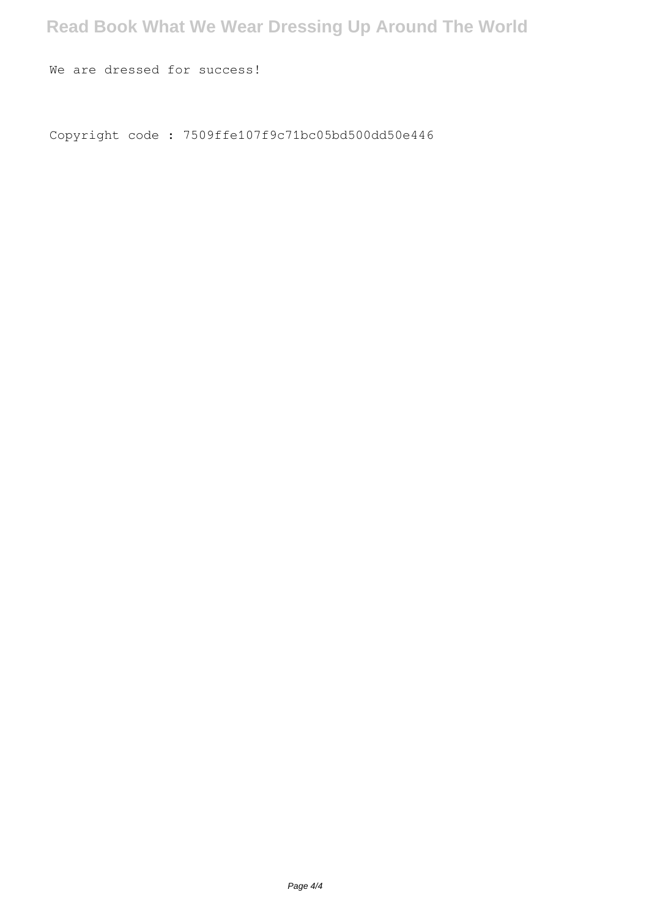We are dressed for success!

Copyright code : 7509ffe107f9c71bc05bd500dd50e446